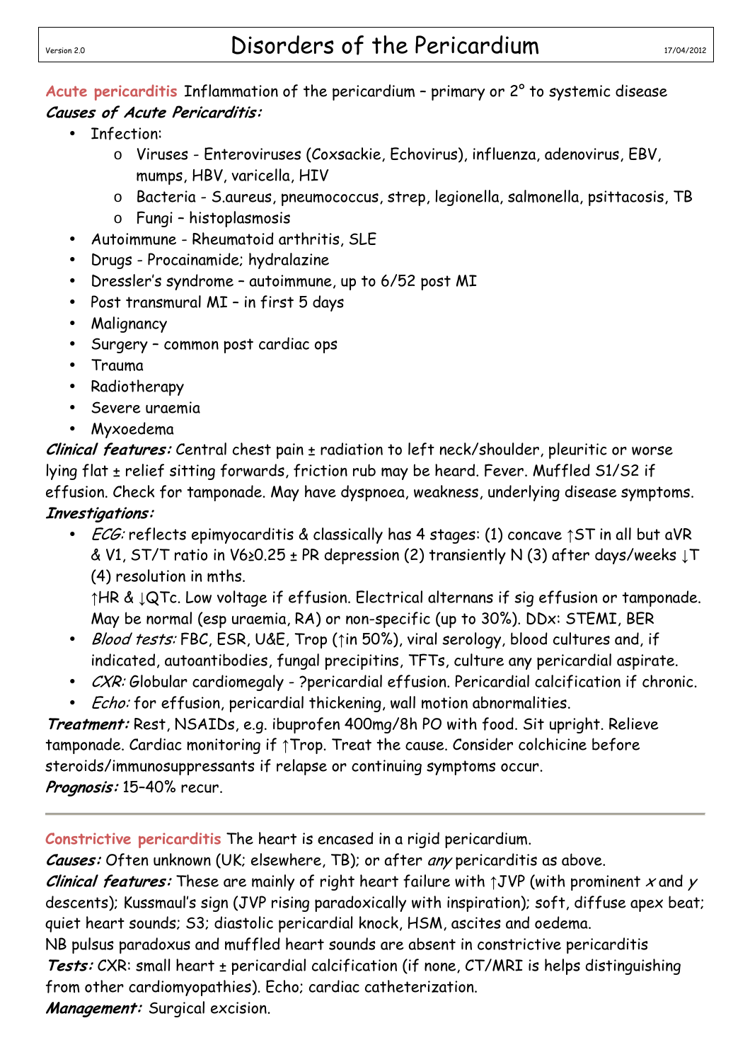# Disorders of the Pericardium

Version 2.0 — 17/04/2012

**Acute pericarditis** Inflammation of the pericardium – primary or 2° to systemic disease

***Causes of Acute Pericarditis:***

- Infection:
  - Viruses - Enteroviruses (Coxsackie, Echovirus), influenza, adenovirus, EBV, mumps, HBV, varicella, HIV
  - Bacteria - S.aureus, pneumococcus, strep, legionella, salmonella, psittacosis, TB
  - Fungi – histoplasmosis
- Autoimmune - Rheumatoid arthritis, SLE
- Drugs - Procainamide; hydralazine
- Dressler's syndrome – autoimmune, up to 6/52 post MI
- Post transmural MI – in first 5 days
- Malignancy
- Surgery – common post cardiac ops
- Trauma
- Radiotherapy
- Severe uraemia
- Myxoedema

***Clinical features:*** Central chest pain ± radiation to left neck/shoulder, pleuritic or worse lying flat ± relief sitting forwards, friction rub may be heard. Fever. Muffled S1/S2 if effusion. Check for tamponade. May have dyspnoea, weakness, underlying disease symptoms.

***Investigations:***

- *ECG:* reflects epimyocarditis & classically has 4 stages: (1) concave ↑ST in all but aVR & V1, ST/T ratio in V6≥0.25 ± PR depression (2) transiently N (3) after days/weeks ↓T (4) resolution in mths.
  ↑HR & ↓QTc. Low voltage if effusion. Electrical alternans if sig effusion or tamponade. May be normal (esp uraemia, RA) or non-specific (up to 30%). DDx: STEMI, BER
- *Blood tests:* FBC, ESR, U&E, Trop (↑in 50%), viral serology, blood cultures and, if indicated, autoantibodies, fungal precipitins, TFTs, culture any pericardial aspirate.
- *CXR:* Globular cardiomegaly - ?pericardial effusion. Pericardial calcification if chronic.
- *Echo:* for effusion, pericardial thickening, wall motion abnormalities.

***Treatment:*** Rest, NSAIDs, e.g. ibuprofen 400mg/8h PO with food. Sit upright. Relieve tamponade. Cardiac monitoring if ↑Trop. Treat the cause. Consider colchicine before steroids/immunosuppressants if relapse or continuing symptoms occur.

***Prognosis:*** 15–40% recur.

---

**Constrictive pericarditis** The heart is encased in a rigid pericardium.

***Causes:*** Often unknown (UK; elsewhere, TB); or after *any* pericarditis as above.

***Clinical features:*** These are mainly of right heart failure with ↑JVP (with prominent *x* and *y* descents); Kussmaul's sign (JVP rising paradoxically with inspiration); soft, diffuse apex beat; quiet heart sounds; S3; diastolic pericardial knock, HSM, ascites and oedema.

NB pulsus paradoxus and muffled heart sounds are absent in constrictive pericarditis

***Tests:*** CXR: small heart ± pericardial calcification (if none, CT/MRI is helps distinguishing from other cardiomyopathies). Echo; cardiac catheterization.

***Management:*** Surgical excision.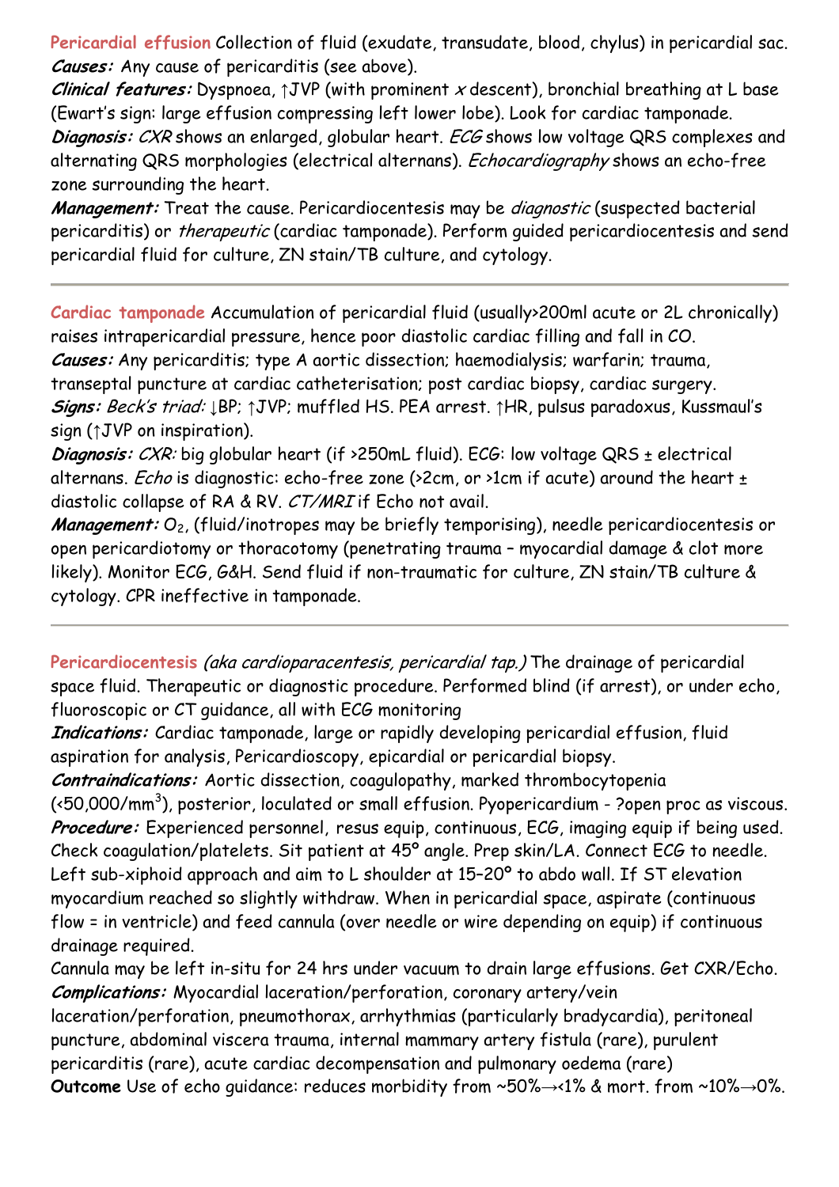**Pericardial effusion** Collection of fluid (exudate, transudate, blood, chylus) in pericardial sac.
***Causes:*** Any cause of pericarditis (see above).
***Clinical features:*** Dyspnoea, ↑JVP (with prominent *x* descent), bronchial breathing at L base (Ewart's sign: large effusion compressing left lower lobe). Look for cardiac tamponade.
***Diagnosis:*** *CXR* shows an enlarged, globular heart. *ECG* shows low voltage QRS complexes and alternating QRS morphologies (electrical alternans). *Echocardiography* shows an echo-free zone surrounding the heart.
***Management:*** Treat the cause. Pericardiocentesis may be *diagnostic* (suspected bacterial pericarditis) or *therapeutic* (cardiac tamponade). Perform guided pericardiocentesis and send pericardial fluid for culture, ZN stain/TB culture, and cytology.

---

**Cardiac tamponade** Accumulation of pericardial fluid (usually>200ml acute or 2L chronically) raises intrapericardial pressure, hence poor diastolic cardiac filling and fall in CO.
***Causes:*** Any pericarditis; type A aortic dissection; haemodialysis; warfarin; trauma, transeptal puncture at cardiac catheterisation; post cardiac biopsy, cardiac surgery.
***Signs:*** *Beck's triad:* ↓BP; ↑JVP; muffled HS. PEA arrest. ↑HR, pulsus paradoxus, Kussmaul's sign (↑JVP on inspiration).
***Diagnosis:*** *CXR:* big globular heart (if >250mL fluid). ECG: low voltage QRS ± electrical alternans. *Echo* is diagnostic: echo-free zone (>2cm, or >1cm if acute) around the heart ± diastolic collapse of RA & RV. *CT/MRI* if Echo not avail.
***Management:*** $O_2$, (fluid/inotropes may be briefly temporising), needle pericardiocentesis or open pericardiotomy or thoracotomy (penetrating trauma – myocardial damage & clot more likely). Monitor ECG, G&H. Send fluid if non-traumatic for culture, ZN stain/TB culture & cytology. CPR ineffective in tamponade.

---

**Pericardiocentesis** *(aka cardioparacentesis, pericardial tap.)* The drainage of pericardial space fluid. Therapeutic or diagnostic procedure. Performed blind (if arrest), or under echo, fluoroscopic or CT guidance, all with ECG monitoring
***Indications:*** Cardiac tamponade, large or rapidly developing pericardial effusion, fluid aspiration for analysis, Pericardioscopy, epicardial or pericardial biopsy.
***Contraindications:*** Aortic dissection, coagulopathy, marked thrombocytopenia (<50,000/mm$^3$), posterior, loculated or small effusion. Pyopericardium - ?open proc as viscous.
***Procedure:*** Experienced personnel, resus equip, continuous, ECG, imaging equip if being used. Check coagulation/platelets. Sit patient at 45° angle. Prep skin/LA. Connect ECG to needle. Left sub-xiphoid approach and aim to L shoulder at 15–20° to abdo wall. If ST elevation myocardium reached so slightly withdraw. When in pericardial space, aspirate (continuous flow = in ventricle) and feed cannula (over needle or wire depending on equip) if continuous drainage required.
Cannula may be left in-situ for 24 hrs under vacuum to drain large effusions. Get CXR/Echo.
***Complications:*** Myocardial laceration/perforation, coronary artery/vein laceration/perforation, pneumothorax, arrhythmias (particularly bradycardia), peritoneal puncture, abdominal viscera trauma, internal mammary artery fistula (rare), purulent pericarditis (rare), acute cardiac decompensation and pulmonary oedema (rare)
**Outcome** Use of echo guidance: reduces morbidity from ~50%→<1% & mort. from ~10%→0%.